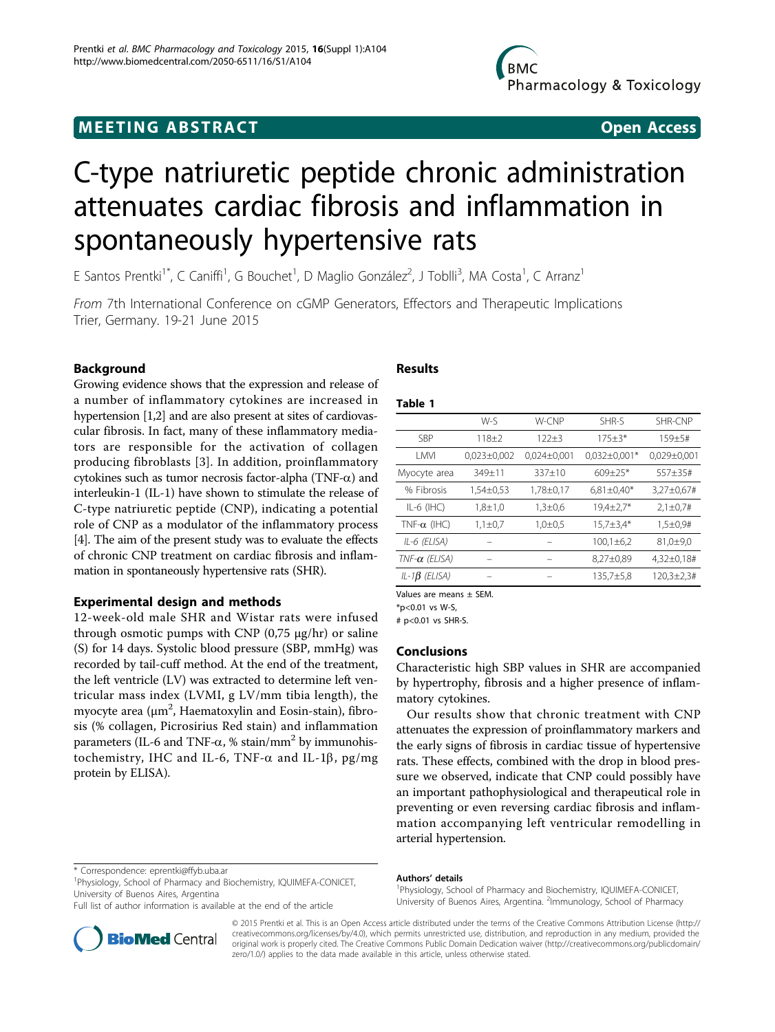# MEETING ABSTRACT

# C-type natriuretic peptide chronic administration attenuates cardiac fibrosis and inflammation in spontaneously hypertensive rats

E Santos Prentki[1*], C Caniffi[1], G Bouchet[1], D Maglio González[2], J Toblli[3], MA Costa[1], C Arranz[1]

*From* 7th International Conference on cGMP Generators, Effectors and Therapeutic Implications
Trier, Germany. 19-21 June 2015

## Background

Growing evidence shows that the expression and release of a number of inflammatory cytokines are increased in hypertension [1,2] and are also present at sites of cardiovascular fibrosis. In fact, many of these inflammatory mediators are responsible for the activation of collagen producing fibroblasts [3]. In addition, proinflammatory cytokines such as tumor necrosis factor-alpha (TNF-α) and interleukin-1 (IL-1) have shown to stimulate the release of C-type natriuretic peptide (CNP), indicating a potential role of CNP as a modulator of the inflammatory process [4]. The aim of the present study was to evaluate the effects of chronic CNP treatment on cardiac fibrosis and inflammation in spontaneously hypertensive rats (SHR).

## Experimental design and methods

12-week-old male SHR and Wistar rats were infused through osmotic pumps with CNP (0,75 μg/hr) or saline (S) for 14 days. Systolic blood pressure (SBP, mmHg) was recorded by tail-cuff method. At the end of the treatment, the left ventricle (LV) was extracted to determine left ventricular mass index (LVMI, g LV/mm tibia length), the myocyte area ($\mu m^2$, Haematoxylin and Eosin-stain), fibrosis (% collagen, Picrosirius Red stain) and inflammation parameters (IL-6 and TNF-α, % stain/$mm^2$ by immunohistochemistry, IHC and IL-6, TNF-α and IL-1β, pg/mg protein by ELISA).

## Results

**Table 1**

| | W-S | W-CNP | SHR-S | SHR-CNP |
|---|---|---|---|---|
| SBP | 118±2 | 122±3 | 175±3* | 159±5# |
| LMVI | 0,023±0,002 | 0,024±0,001 | 0,032±0,001* | 0,029±0,001 |
| Myocyte area | 349±11 | 337±10 | 609±25* | 557±35# |
| % Fibrosis | 1,54±0,53 | 1,78±0,17 | 6,81±0,40* | 3,27±0,67# |
| IL-6 (IHC) | 1,8±1,0 | 1,3±0,6 | 19,4±2,7* | 2,1±0,7# |
| TNF-α (IHC) | 1,1±0,7 | 1,0±0,5 | 15,7±3,4* | 1,5±0,9# |
| *IL-6 (ELISA)* | – | – | 100,1±6,2 | 81,0±9,0 |
| *TNF-α (ELISA)* | – | – | 8,27±0,89 | 4,32±0,18# |
| *IL-1β (ELISA)* | – | – | 135,7±5,8 | 120,3±2,3# |

Values are means ± SEM.
*p<0.01 vs W-S,
# p<0.01 vs SHR-S.

## Conclusions

Characteristic high SBP values in SHR are accompanied by hypertrophy, fibrosis and a higher presence of inflammatory cytokines.

Our results show that chronic treatment with CNP attenuates the expression of proinflammatory markers and the early signs of fibrosis in cardiac tissue of hypertensive rats. These effects, combined with the drop in blood pressure we observed, indicate that CNP could possibly have an important pathophysiological and therapeutical role in preventing or even reversing cardiac fibrosis and inflammation accompanying left ventricular remodelling in arterial hypertension.

\* Correspondence: eprentki@ffyb.uba.ar
[1]Physiology, School of Pharmacy and Biochemistry, IQUIMEFA-CONICET, University of Buenos Aires, Argentina
Full list of author information is available at the end of the article

### Authors' details

[1]Physiology, School of Pharmacy and Biochemistry, IQUIMEFA-CONICET, University of Buenos Aires, Argentina. [2]Immunology, School of Pharmacy

© 2015 Prentki et al. This is an Open Access article distributed under the terms of the Creative Commons Attribution License (http://creativecommons.org/licenses/by/4.0), which permits unrestricted use, distribution, and reproduction in any medium, provided the original work is properly cited. The Creative Commons Public Domain Dedication waiver (http://creativecommons.org/publicdomain/zero/1.0/) applies to the data made available in this article, unless otherwise stated.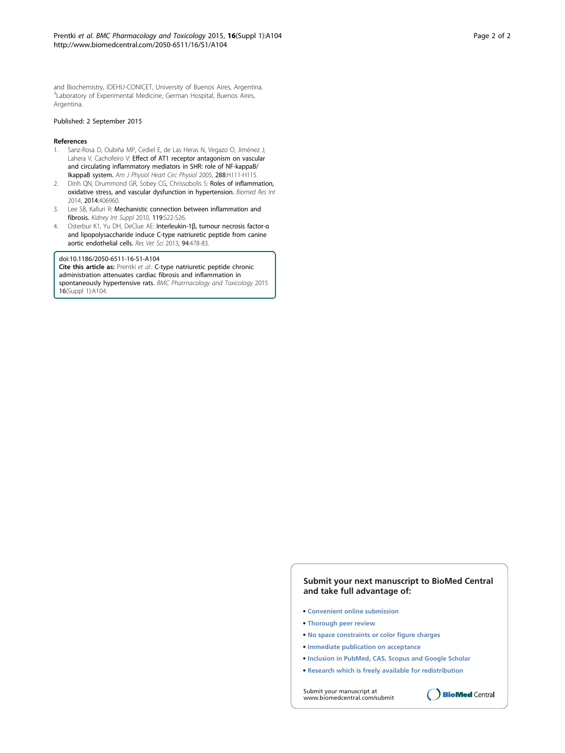and Biochemistry, IDEHU-CONICET, University of Buenos Aires, Argentina. [3]Laboratory of Experimental Medicine, German Hospital, Buenos Aires, Argentina.

Published: 2 September 2015

### References

1. Sanz-Rosa D, Oubiña MP, Cediel E, de Las Heras N, Vegazo O, Jiménez J, Lahera V, Cachofeiro V: **Effect of AT1 receptor antagonism on vascular and circulating inflammatory mediators in SHR: role of NF-kappaB/IkappaB system.** *Am J Physiol Heart Circ Physiol* 2005, **288**:H111-H115.
2. Dinh QN, Drummond GR, Sobey CG, Chrissobolis S: **Roles of inflammation, oxidative stress, and vascular dysfunction in hypertension.** *Biomed Res Int* 2014, **2014**:406960.
3. Lee SB, Kalluri R: **Mechanistic connection between inflammation and fibrosis.** *Kidney Int Suppl* 2010, **119**:S22-S26.
4. Osterbur K1, Yu DH, DeClue AE: **Interleukin-1β, tumour necrosis factor-α and lipopolysaccharide induce C-type natriuretic peptide from canine aortic endothelial cells.** *Res Vet Sci* 2013, **94**:478-83.

doi:10.1186/2050-6511-16-S1-A104
**Cite this article as:** Prentki *et al.*: C-type natriuretic peptide chronic administration attenuates cardiac fibrosis and inflammation in spontaneously hypertensive rats. *BMC Pharmacology and Toxicology* 2015 **16**(Suppl 1):A104.

**Submit your next manuscript to BioMed Central and take full advantage of:**

- **Convenient online submission**
- **Thorough peer review**
- **No space constraints or color figure charges**
- **Immediate publication on acceptance**
- **Inclusion in PubMed, CAS, Scopus and Google Scholar**
- **Research which is freely available for redistribution**

Submit your manuscript at www.biomedcentral.com/submit

BioMed Central